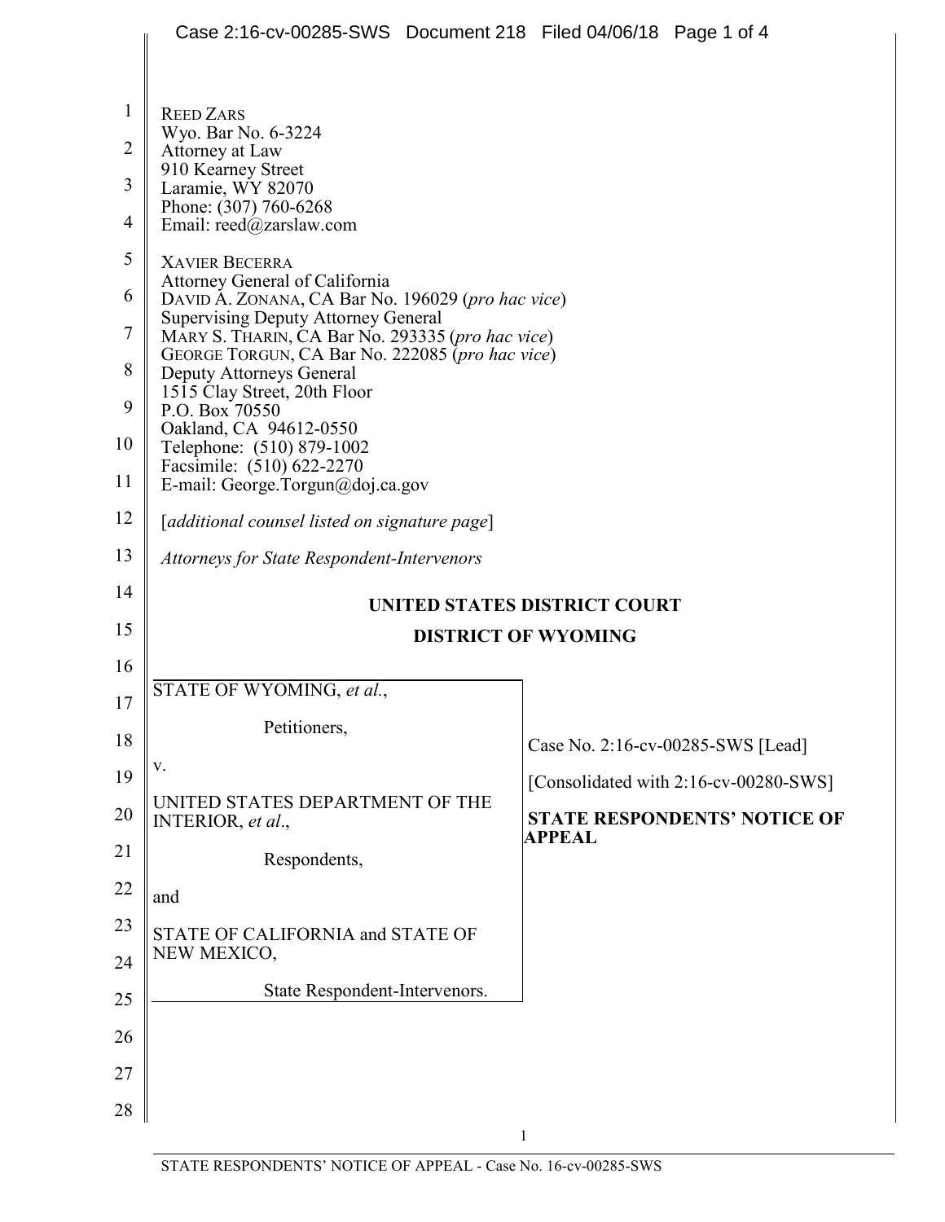REED ZARS
Wyo. Bar No. 6-3224
Attorney at Law
910 Kearney Street
Laramie, WY 82070
Phone: (307) 760-6268
Email: reed@zarslaw.com

XAVIER BECERRA
Attorney General of California
DAVID A. ZONANA, CA Bar No. 196029 (*pro hac vice*)
Supervising Deputy Attorney General
MARY S. THARIN, CA Bar No. 293335 (*pro hac vice*)
GEORGE TORGUN, CA Bar No. 222085 (*pro hac vice*)
Deputy Attorneys General
1515 Clay Street, 20th Floor
P.O. Box 70550
Oakland, CA 94612-0550
Telephone: (510) 879-1002
Facsimile: (510) 622-2270
E-mail: George.Torgun@doj.ca.gov

[*additional counsel listed on signature page*]

*Attorneys for State Respondent-Intervenors*

**UNITED STATES DISTRICT COURT**

**DISTRICT OF WYOMING**

STATE OF WYOMING, *et al.*,

Petitioners,

v.

UNITED STATES DEPARTMENT OF THE INTERIOR, *et al.*,

Respondents,

and

STATE OF CALIFORNIA and STATE OF NEW MEXICO,

State Respondent-Intervenors.

Case No. 2:16-cv-00285-SWS [Lead]

[Consolidated with 2:16-cv-00280-SWS]

**STATE RESPONDENTS' NOTICE OF APPEAL**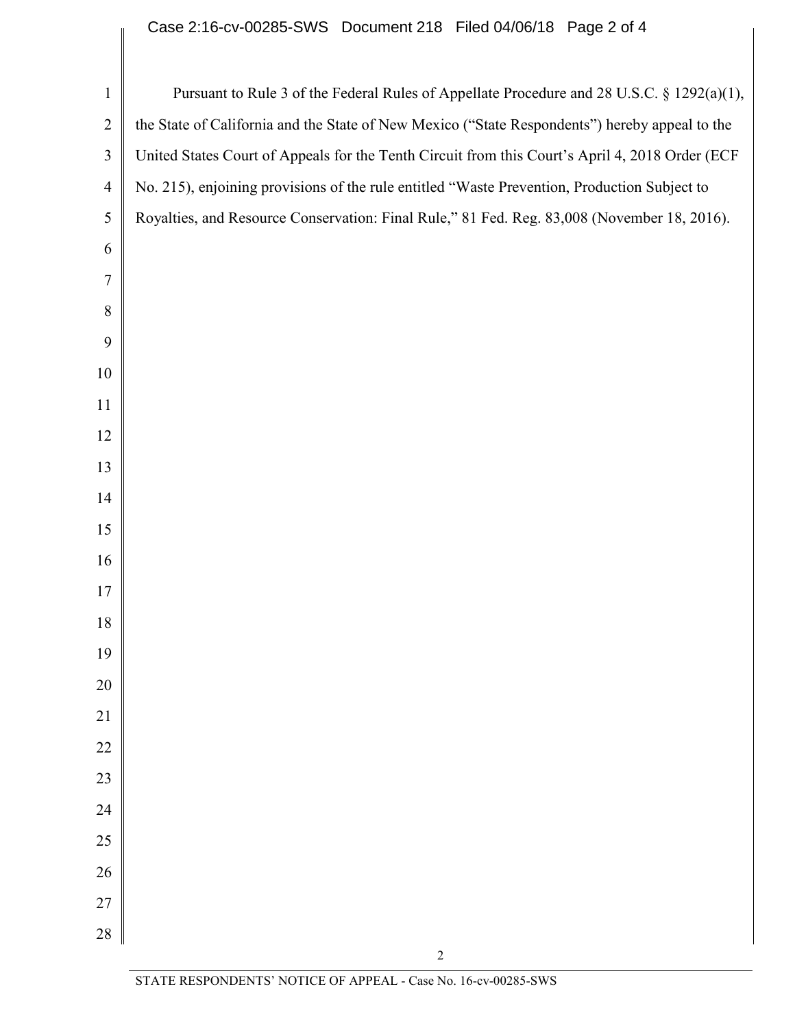Pursuant to Rule 3 of the Federal Rules of Appellate Procedure and 28 U.S.C. § 1292(a)(1), the State of California and the State of New Mexico ("State Respondents") hereby appeal to the United States Court of Appeals for the Tenth Circuit from this Court's April 4, 2018 Order (ECF No. 215), enjoining provisions of the rule entitled "Waste Prevention, Production Subject to Royalties, and Resource Conservation: Final Rule," 81 Fed. Reg. 83,008 (November 18, 2016).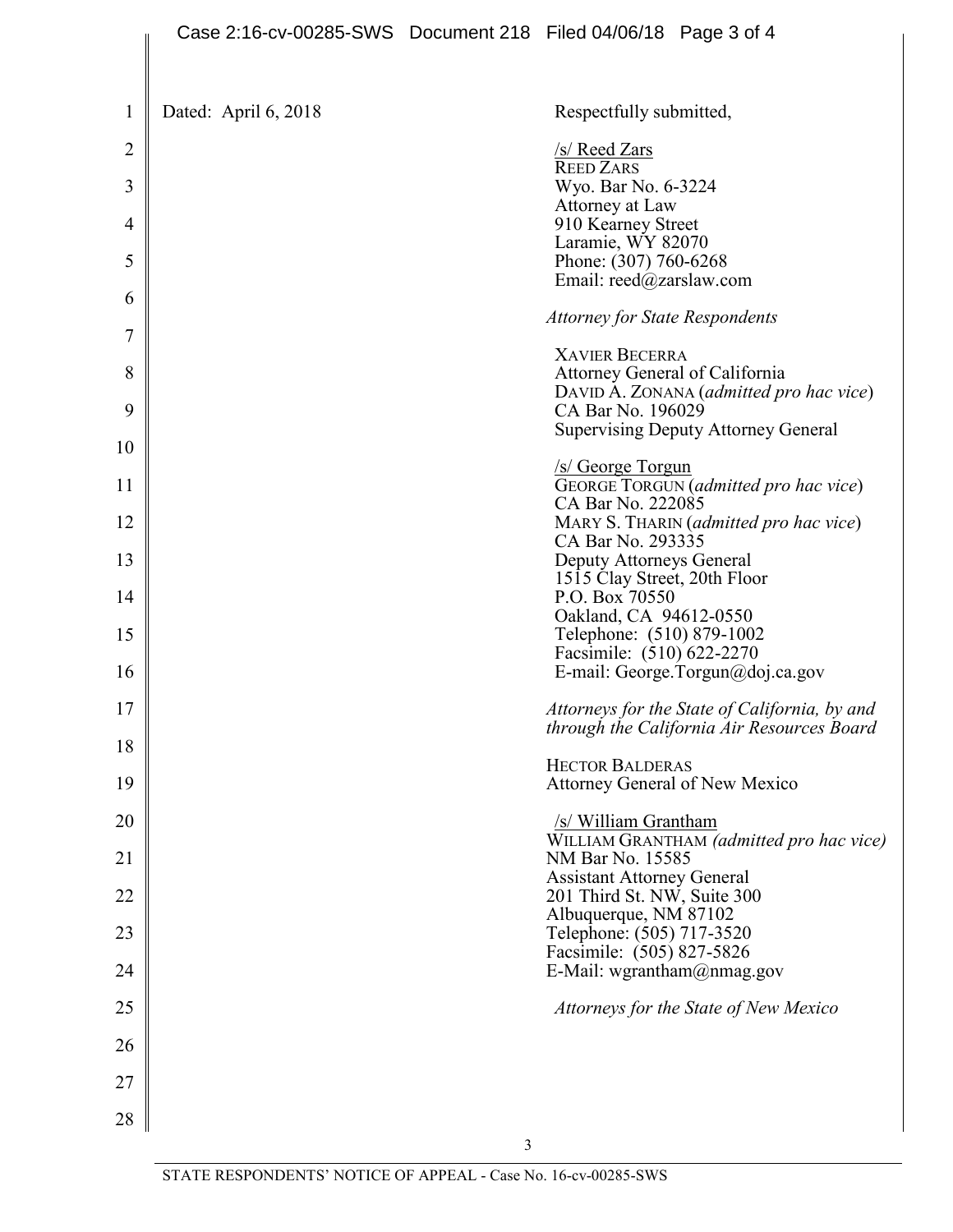Dated: April 6, 2018

Respectfully submitted,

/s/ Reed Zars
REED ZARS
Wyo. Bar No. 6-3224
Attorney at Law
910 Kearney Street
Laramie, WY 82070
Phone: (307) 760-6268
Email: reed@zarslaw.com

*Attorney for State Respondents*

XAVIER BECERRA
Attorney General of California
DAVID A. ZONANA (*admitted pro hac vice*)
CA Bar No. 196029
Supervising Deputy Attorney General

/s/ George Torgun
GEORGE TORGUN (*admitted pro hac vice*)
CA Bar No. 222085
MARY S. THARIN (*admitted pro hac vice*)
CA Bar No. 293335
Deputy Attorneys General
1515 Clay Street, 20th Floor
P.O. Box 70550
Oakland, CA 94612-0550
Telephone: (510) 879-1002
Facsimile: (510) 622-2270
E-mail: George.Torgun@doj.ca.gov

*Attorneys for the State of California, by and through the California Air Resources Board*

HECTOR BALDERAS
Attorney General of New Mexico

/s/ William Grantham
WILLIAM GRANTHAM *(admitted pro hac vice)*
NM Bar No. 15585
Assistant Attorney General
201 Third St. NW, Suite 300
Albuquerque, NM 87102
Telephone: (505) 717-3520
Facsimile: (505) 827-5826
E-Mail: wgrantham@nmag.gov

*Attorneys for the State of New Mexico*

STATE RESPONDENTS' NOTICE OF APPEAL - Case No. 16-cv-00285-SWS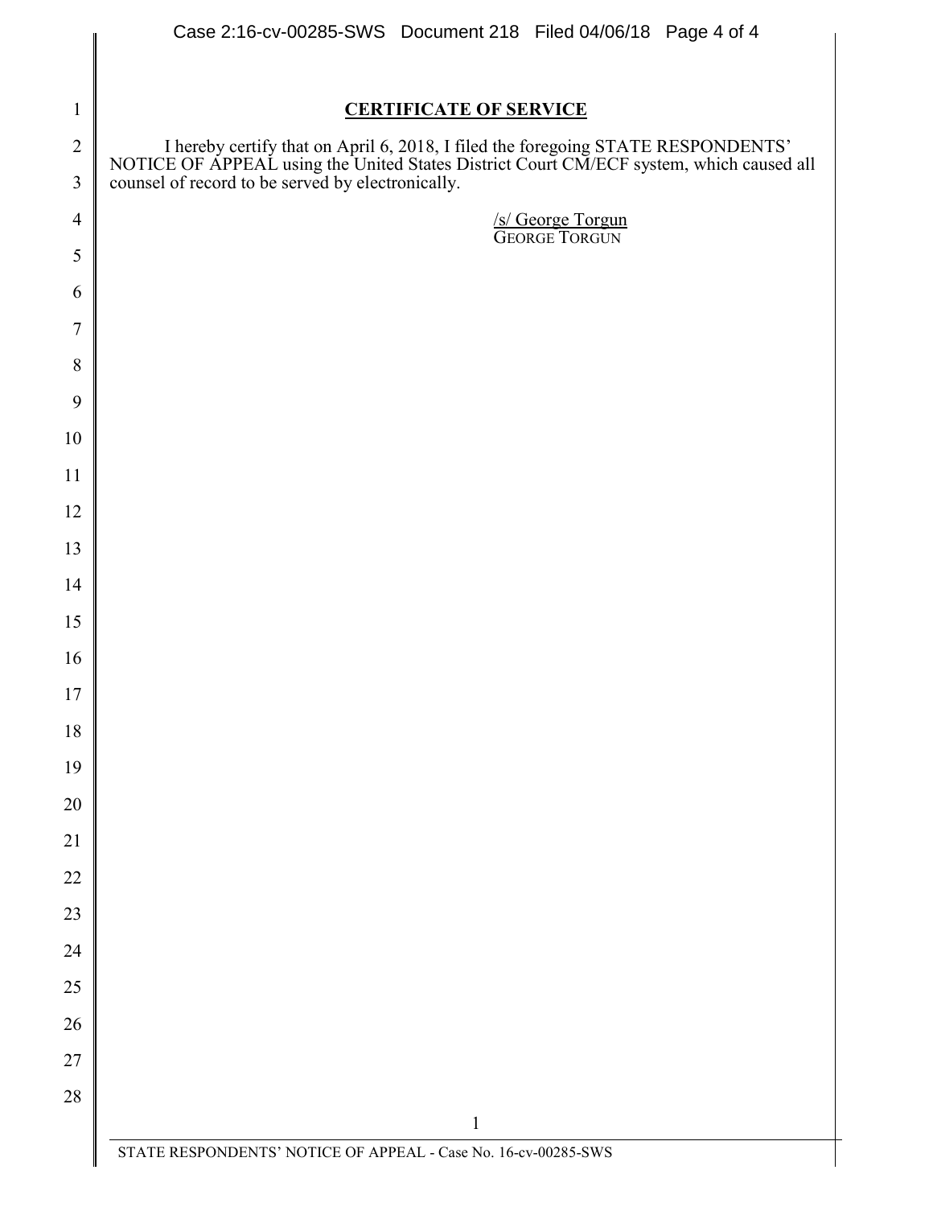## CERTIFICATE OF SERVICE

I hereby certify that on April 6, 2018, I filed the foregoing STATE RESPONDENTS' NOTICE OF APPEAL using the United States District Court CM/ECF system, which caused all counsel of record to be served by electronically.

/s/ George Torgun
GEORGE TORGUN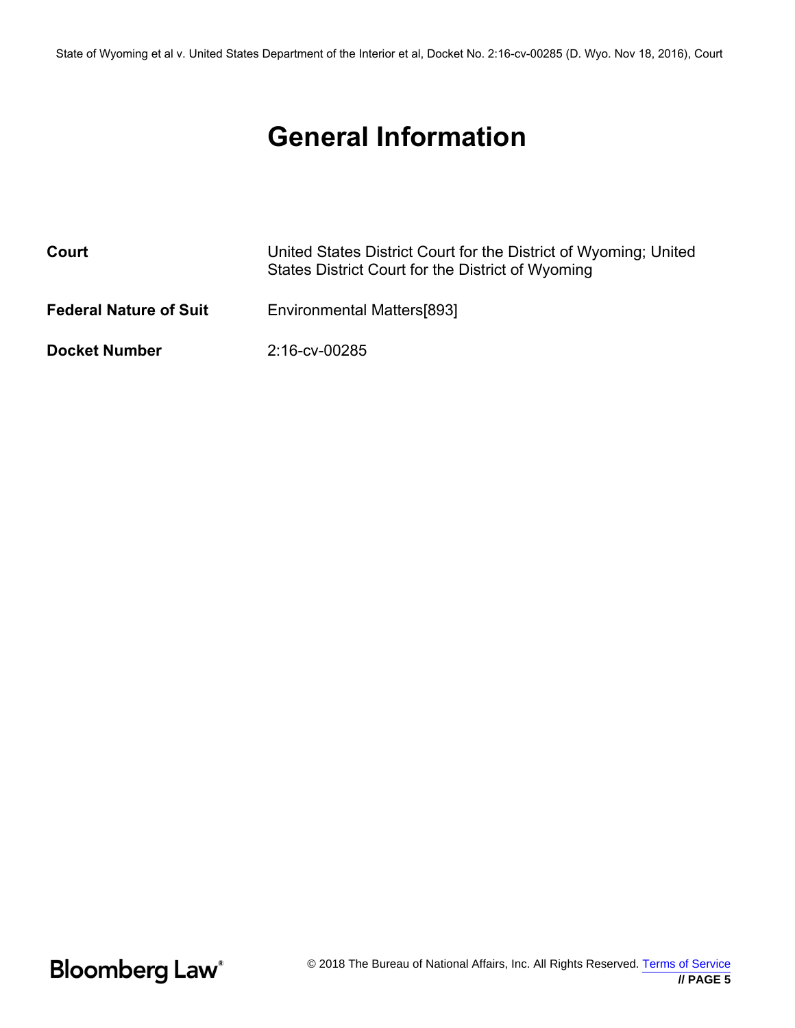# General Information

| | |
|---|---|
| **Court** | United States District Court for the District of Wyoming; United States District Court for the District of Wyoming |
| **Federal Nature of Suit** | Environmental Matters[893] |
| **Docket Number** | 2:16-cv-00285 |